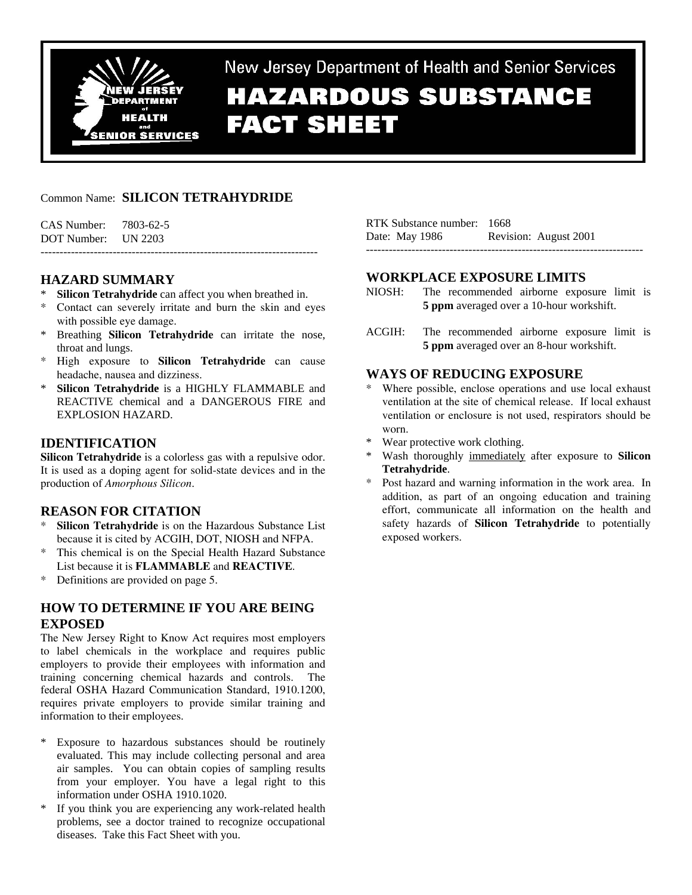New Jersey Department of Health and Senior Services

# HAZARDOUS SUBSTANCE FACT SHEET

Common Name: **SILICON TETRAHYDRIDE**

CAS Number: 7803-62-5
DOT Number: UN 2203

RTK Substance number: 1668
Date: May 1986 Revision: August 2001

## HAZARD SUMMARY

* **Silicon Tetrahydride** can affect you when breathed in.
* Contact can severely irritate and burn the skin and eyes with possible eye damage.
* Breathing **Silicon Tetrahydride** can irritate the nose, throat and lungs.
* High exposure to **Silicon Tetrahydride** can cause headache, nausea and dizziness.
* **Silicon Tetrahydride** is a HIGHLY FLAMMABLE and REACTIVE chemical and a DANGEROUS FIRE and EXPLOSION HAZARD.

## IDENTIFICATION

**Silicon Tetrahydride** is a colorless gas with a repulsive odor. It is used as a doping agent for solid-state devices and in the production of *Amorphous Silicon*.

## REASON FOR CITATION

* **Silicon Tetrahydride** is on the Hazardous Substance List because it is cited by ACGIH, DOT, NIOSH and NFPA.
* This chemical is on the Special Health Hazard Substance List because it is **FLAMMABLE** and **REACTIVE**.
* Definitions are provided on page 5.

## HOW TO DETERMINE IF YOU ARE BEING EXPOSED

The New Jersey Right to Know Act requires most employers to label chemicals in the workplace and requires public employers to provide their employees with information and training concerning chemical hazards and controls. The federal OSHA Hazard Communication Standard, 1910.1200, requires private employers to provide similar training and information to their employees.

* Exposure to hazardous substances should be routinely evaluated. This may include collecting personal and area air samples. You can obtain copies of sampling results from your employer. You have a legal right to this information under OSHA 1910.1020.
* If you think you are experiencing any work-related health problems, see a doctor trained to recognize occupational diseases. Take this Fact Sheet with you.

## WORKPLACE EXPOSURE LIMITS

NIOSH: The recommended airborne exposure limit is **5 ppm** averaged over a 10-hour workshift.

ACGIH: The recommended airborne exposure limit is **5 ppm** averaged over an 8-hour workshift.

## WAYS OF REDUCING EXPOSURE

* Where possible, enclose operations and use local exhaust ventilation at the site of chemical release. If local exhaust ventilation or enclosure is not used, respirators should be worn.
* Wear protective work clothing.
* Wash thoroughly immediately after exposure to **Silicon Tetrahydride**.
* Post hazard and warning information in the work area. In addition, as part of an ongoing education and training effort, communicate all information on the health and safety hazards of **Silicon Tetrahydride** to potentially exposed workers.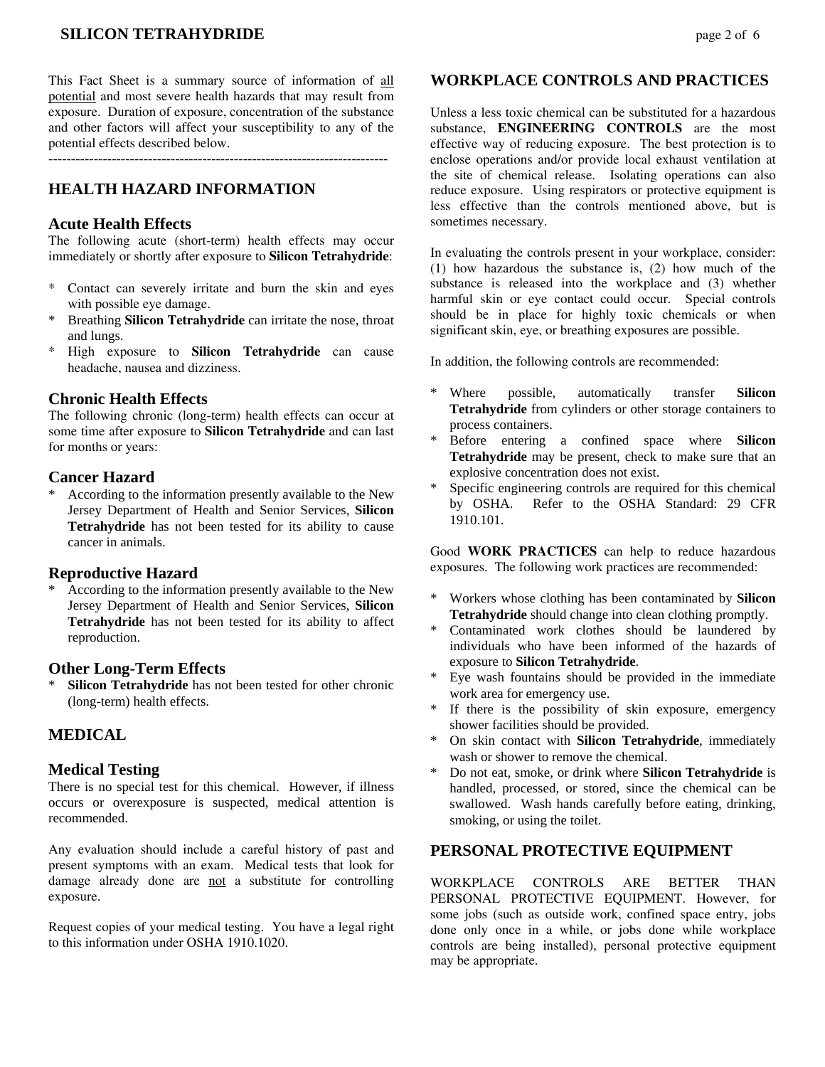This Fact Sheet is a summary source of information of all potential and most severe health hazards that may result from exposure. Duration of exposure, concentration of the substance and other factors will affect your susceptibility to any of the potential effects described below.

---

## HEALTH HAZARD INFORMATION

### Acute Health Effects

The following acute (short-term) health effects may occur immediately or shortly after exposure to **Silicon Tetrahydride**:

* Contact can severely irritate and burn the skin and eyes with possible eye damage.
* Breathing **Silicon Tetrahydride** can irritate the nose, throat and lungs.
* High exposure to **Silicon Tetrahydride** can cause headache, nausea and dizziness.

### Chronic Health Effects

The following chronic (long-term) health effects can occur at some time after exposure to **Silicon Tetrahydride** and can last for months or years:

### Cancer Hazard

* According to the information presently available to the New Jersey Department of Health and Senior Services, **Silicon Tetrahydride** has not been tested for its ability to cause cancer in animals.

### Reproductive Hazard

* According to the information presently available to the New Jersey Department of Health and Senior Services, **Silicon Tetrahydride** has not been tested for its ability to affect reproduction.

### Other Long-Term Effects

* **Silicon Tetrahydride** has not been tested for other chronic (long-term) health effects.

## MEDICAL

### Medical Testing

There is no special test for this chemical. However, if illness occurs or overexposure is suspected, medical attention is recommended.

Any evaluation should include a careful history of past and present symptoms with an exam. Medical tests that look for damage already done are not a substitute for controlling exposure.

Request copies of your medical testing. You have a legal right to this information under OSHA 1910.1020.

## WORKPLACE CONTROLS AND PRACTICES

Unless a less toxic chemical can be substituted for a hazardous substance, **ENGINEERING CONTROLS** are the most effective way of reducing exposure. The best protection is to enclose operations and/or provide local exhaust ventilation at the site of chemical release. Isolating operations can also reduce exposure. Using respirators or protective equipment is less effective than the controls mentioned above, but is sometimes necessary.

In evaluating the controls present in your workplace, consider: (1) how hazardous the substance is, (2) how much of the substance is released into the workplace and (3) whether harmful skin or eye contact could occur. Special controls should be in place for highly toxic chemicals or when significant skin, eye, or breathing exposures are possible.

In addition, the following controls are recommended:

* Where possible, automatically transfer **Silicon Tetrahydride** from cylinders or other storage containers to process containers.
* Before entering a confined space where **Silicon Tetrahydride** may be present, check to make sure that an explosive concentration does not exist.
* Specific engineering controls are required for this chemical by OSHA. Refer to the OSHA Standard: 29 CFR 1910.101.

Good **WORK PRACTICES** can help to reduce hazardous exposures. The following work practices are recommended:

* Workers whose clothing has been contaminated by **Silicon Tetrahydride** should change into clean clothing promptly.
* Contaminated work clothes should be laundered by individuals who have been informed of the hazards of exposure to **Silicon Tetrahydride**.
* Eye wash fountains should be provided in the immediate work area for emergency use.
* If there is the possibility of skin exposure, emergency shower facilities should be provided.
* On skin contact with **Silicon Tetrahydride**, immediately wash or shower to remove the chemical.
* Do not eat, smoke, or drink where **Silicon Tetrahydride** is handled, processed, or stored, since the chemical can be swallowed. Wash hands carefully before eating, drinking, smoking, or using the toilet.

## PERSONAL PROTECTIVE EQUIPMENT

WORKPLACE CONTROLS ARE BETTER THAN PERSONAL PROTECTIVE EQUIPMENT. However, for some jobs (such as outside work, confined space entry, jobs done only once in a while, or jobs done while workplace controls are being installed), personal protective equipment may be appropriate.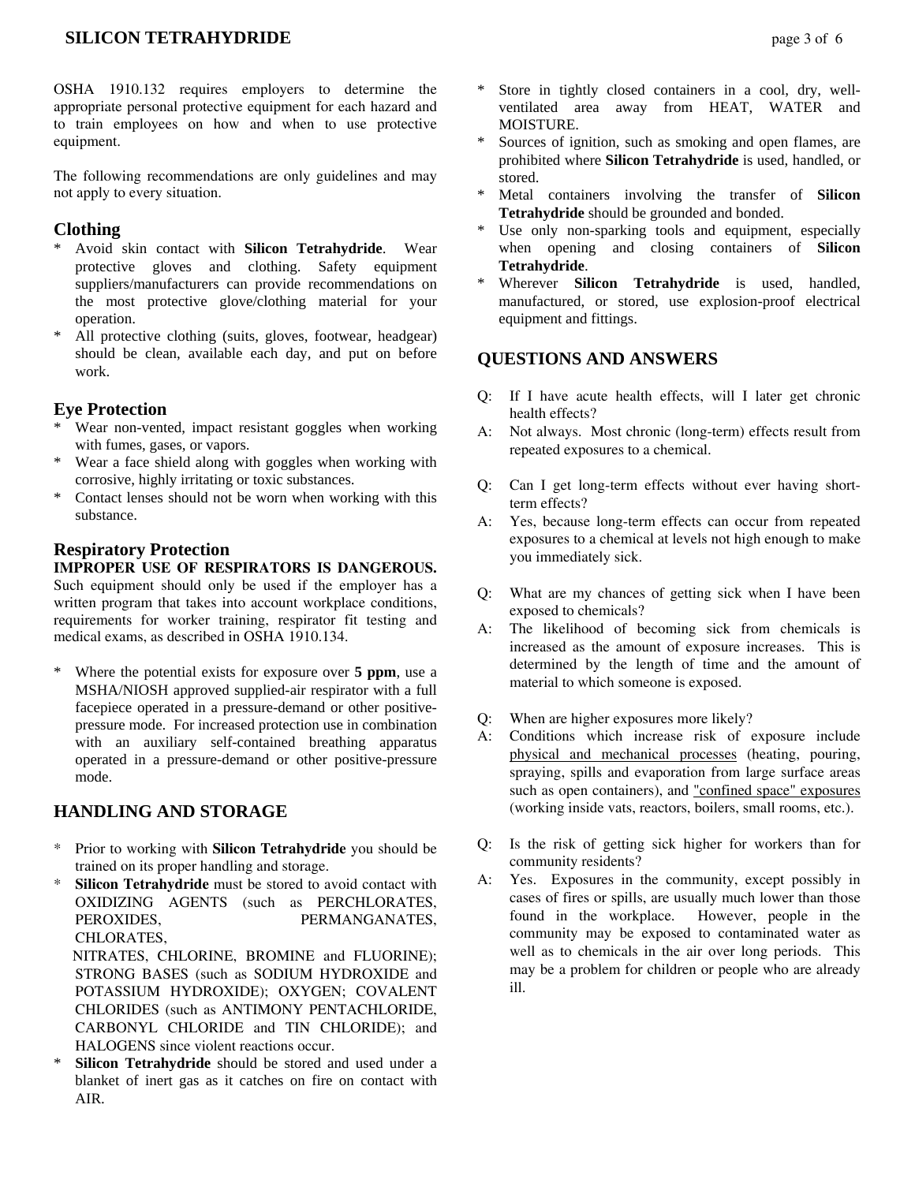OSHA 1910.132 requires employers to determine the appropriate personal protective equipment for each hazard and to train employees on how and when to use protective equipment.

The following recommendations are only guidelines and may not apply to every situation.

### Clothing

* Avoid skin contact with **Silicon Tetrahydride**. Wear protective gloves and clothing. Safety equipment suppliers/manufacturers can provide recommendations on the most protective glove/clothing material for your operation.
* All protective clothing (suits, gloves, footwear, headgear) should be clean, available each day, and put on before work.

### Eye Protection

* Wear non-vented, impact resistant goggles when working with fumes, gases, or vapors.
* Wear a face shield along with goggles when working with corrosive, highly irritating or toxic substances.
* Contact lenses should not be worn when working with this substance.

### Respiratory Protection

**IMPROPER USE OF RESPIRATORS IS DANGEROUS.** Such equipment should only be used if the employer has a written program that takes into account workplace conditions, requirements for worker training, respirator fit testing and medical exams, as described in OSHA 1910.134.

* Where the potential exists for exposure over **5 ppm**, use a MSHA/NIOSH approved supplied-air respirator with a full facepiece operated in a pressure-demand or other positive-pressure mode. For increased protection use in combination with an auxiliary self-contained breathing apparatus operated in a pressure-demand or other positive-pressure mode.

## HANDLING AND STORAGE

* Prior to working with **Silicon Tetrahydride** you should be trained on its proper handling and storage.
* **Silicon Tetrahydride** must be stored to avoid contact with OXIDIZING AGENTS (such as PERCHLORATES, PEROXIDES, PERMANGANATES, CHLORATES, NITRATES, CHLORINE, BROMINE and FLUORINE); STRONG BASES (such as SODIUM HYDROXIDE and POTASSIUM HYDROXIDE); OXYGEN; COVALENT CHLORIDES (such as ANTIMONY PENTACHLORIDE, CARBONYL CHLORIDE and TIN CHLORIDE); and HALOGENS since violent reactions occur.
* **Silicon Tetrahydride** should be stored and used under a blanket of inert gas as it catches on fire on contact with AIR.
* Store in tightly closed containers in a cool, dry, well-ventilated area away from HEAT, WATER and MOISTURE.
* Sources of ignition, such as smoking and open flames, are prohibited where **Silicon Tetrahydride** is used, handled, or stored.
* Metal containers involving the transfer of **Silicon Tetrahydride** should be grounded and bonded.
* Use only non-sparking tools and equipment, especially when opening and closing containers of **Silicon Tetrahydride**.
* Wherever **Silicon Tetrahydride** is used, handled, manufactured, or stored, use explosion-proof electrical equipment and fittings.

## QUESTIONS AND ANSWERS

Q: If I have acute health effects, will I later get chronic health effects?
A: Not always. Most chronic (long-term) effects result from repeated exposures to a chemical.

Q: Can I get long-term effects without ever having short-term effects?
A: Yes, because long-term effects can occur from repeated exposures to a chemical at levels not high enough to make you immediately sick.

Q: What are my chances of getting sick when I have been exposed to chemicals?
A: The likelihood of becoming sick from chemicals is increased as the amount of exposure increases. This is determined by the length of time and the amount of material to which someone is exposed.

Q: When are higher exposures more likely?
A: Conditions which increase risk of exposure include physical and mechanical processes (heating, pouring, spraying, spills and evaporation from large surface areas such as open containers), and "confined space" exposures (working inside vats, reactors, boilers, small rooms, etc.).

Q: Is the risk of getting sick higher for workers than for community residents?
A: Yes. Exposures in the community, except possibly in cases of fires or spills, are usually much lower than those found in the workplace. However, people in the community may be exposed to contaminated water as well as to chemicals in the air over long periods. This may be a problem for children or people who are already ill.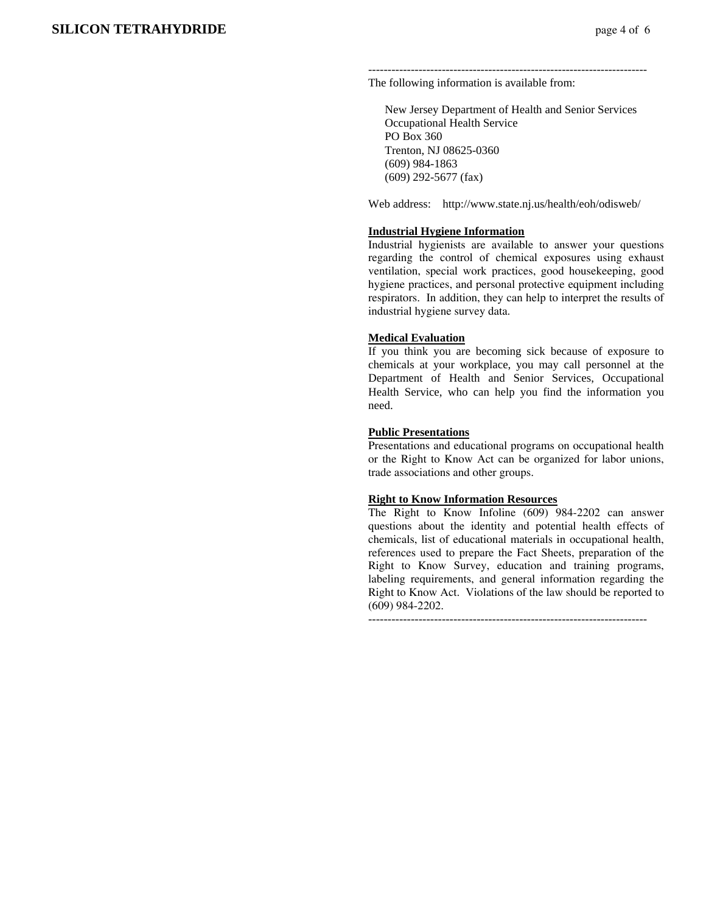------------------------------------------------------------------------

The following information is available from:

New Jersey Department of Health and Senior Services
Occupational Health Service
PO Box 360
Trenton, NJ 08625-0360
(609) 984-1863
(609) 292-5677 (fax)

Web address: http://www.state.nj.us/health/eoh/odisweb/

**Industrial Hygiene Information**

Industrial hygienists are available to answer your questions regarding the control of chemical exposures using exhaust ventilation, special work practices, good housekeeping, good hygiene practices, and personal protective equipment including respirators. In addition, they can help to interpret the results of industrial hygiene survey data.

**Medical Evaluation**

If you think you are becoming sick because of exposure to chemicals at your workplace, you may call personnel at the Department of Health and Senior Services, Occupational Health Service, who can help you find the information you need.

**Public Presentations**

Presentations and educational programs on occupational health or the Right to Know Act can be organized for labor unions, trade associations and other groups.

**Right to Know Information Resources**

The Right to Know Infoline (609) 984-2202 can answer questions about the identity and potential health effects of chemicals, list of educational materials in occupational health, references used to prepare the Fact Sheets, preparation of the Right to Know Survey, education and training programs, labeling requirements, and general information regarding the Right to Know Act. Violations of the law should be reported to (609) 984-2202.

------------------------------------------------------------------------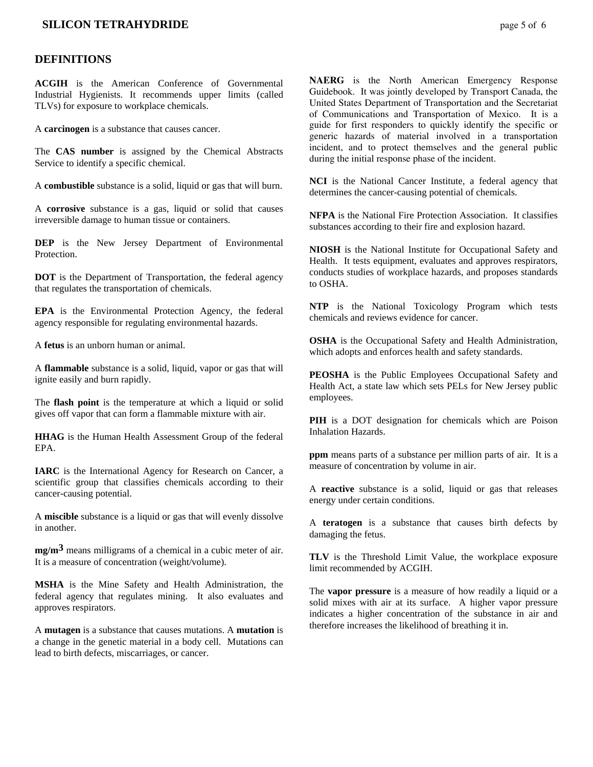## DEFINITIONS

**ACGIH** is the American Conference of Governmental Industrial Hygienists. It recommends upper limits (called TLVs) for exposure to workplace chemicals.

A **carcinogen** is a substance that causes cancer.

The **CAS number** is assigned by the Chemical Abstracts Service to identify a specific chemical.

A **combustible** substance is a solid, liquid or gas that will burn.

A **corrosive** substance is a gas, liquid or solid that causes irreversible damage to human tissue or containers.

**DEP** is the New Jersey Department of Environmental Protection.

**DOT** is the Department of Transportation, the federal agency that regulates the transportation of chemicals.

**EPA** is the Environmental Protection Agency, the federal agency responsible for regulating environmental hazards.

A **fetus** is an unborn human or animal.

A **flammable** substance is a solid, liquid, vapor or gas that will ignite easily and burn rapidly.

The **flash point** is the temperature at which a liquid or solid gives off vapor that can form a flammable mixture with air.

**HHAG** is the Human Health Assessment Group of the federal EPA.

**IARC** is the International Agency for Research on Cancer, a scientific group that classifies chemicals according to their cancer-causing potential.

A **miscible** substance is a liquid or gas that will evenly dissolve in another.

**$mg/m^3$** means milligrams of a chemical in a cubic meter of air. It is a measure of concentration (weight/volume).

**MSHA** is the Mine Safety and Health Administration, the federal agency that regulates mining. It also evaluates and approves respirators.

A **mutagen** is a substance that causes mutations. A **mutation** is a change in the genetic material in a body cell. Mutations can lead to birth defects, miscarriages, or cancer.

**NAERG** is the North American Emergency Response Guidebook. It was jointly developed by Transport Canada, the United States Department of Transportation and the Secretariat of Communications and Transportation of Mexico. It is a guide for first responders to quickly identify the specific or generic hazards of material involved in a transportation incident, and to protect themselves and the general public during the initial response phase of the incident.

**NCI** is the National Cancer Institute, a federal agency that determines the cancer-causing potential of chemicals.

**NFPA** is the National Fire Protection Association. It classifies substances according to their fire and explosion hazard.

**NIOSH** is the National Institute for Occupational Safety and Health. It tests equipment, evaluates and approves respirators, conducts studies of workplace hazards, and proposes standards to OSHA.

**NTP** is the National Toxicology Program which tests chemicals and reviews evidence for cancer.

**OSHA** is the Occupational Safety and Health Administration, which adopts and enforces health and safety standards.

**PEOSHA** is the Public Employees Occupational Safety and Health Act, a state law which sets PELs for New Jersey public employees.

**PIH** is a DOT designation for chemicals which are Poison Inhalation Hazards.

**ppm** means parts of a substance per million parts of air. It is a measure of concentration by volume in air.

A **reactive** substance is a solid, liquid or gas that releases energy under certain conditions.

A **teratogen** is a substance that causes birth defects by damaging the fetus.

**TLV** is the Threshold Limit Value, the workplace exposure limit recommended by ACGIH.

The **vapor pressure** is a measure of how readily a liquid or a solid mixes with air at its surface. A higher vapor pressure indicates a higher concentration of the substance in air and therefore increases the likelihood of breathing it in.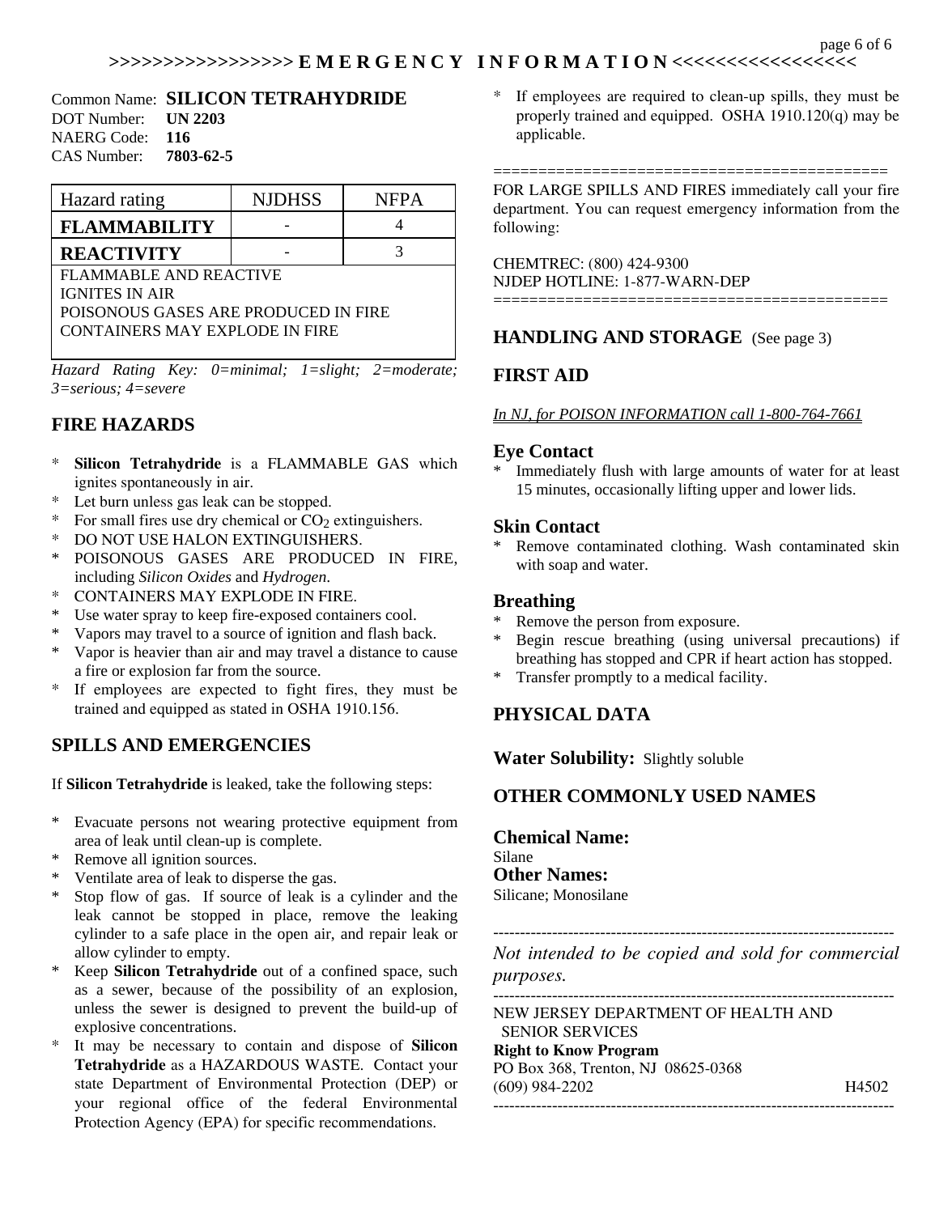# >>>>>>>>>>>>>>>>> E M E R G E N C Y   I N F O R M A T I O N <<<<<<<<<<<<<<<<<

Common Name: **SILICON TETRAHYDRIDE**
DOT Number: **UN 2203**
NAERG Code: **116**
CAS Number: **7803-62-5**

| Hazard rating | NJDHSS | NFPA |
|---|---|---|
| **FLAMMABILITY** | - | 4 |
| **REACTIVITY** | - | 3 |
| FLAMMABLE AND REACTIVE<br>IGNITES IN AIR<br>POISONOUS GASES ARE PRODUCED IN FIRE<br>CONTAINERS MAY EXPLODE IN FIRE | | |

*Hazard Rating Key: 0=minimal; 1=slight; 2=moderate; 3=serious; 4=severe*

## FIRE HAZARDS

* **Silicon Tetrahydride** is a FLAMMABLE GAS which ignites spontaneously in air.
* Let burn unless gas leak can be stopped.
* For small fires use dry chemical or $CO_2$ extinguishers.
* DO NOT USE HALON EXTINGUISHERS.
* POISONOUS GASES ARE PRODUCED IN FIRE, including *Silicon Oxides* and *Hydrogen*.
* CONTAINERS MAY EXPLODE IN FIRE.
* Use water spray to keep fire-exposed containers cool.
* Vapors may travel to a source of ignition and flash back.
* Vapor is heavier than air and may travel a distance to cause a fire or explosion far from the source.
* If employees are expected to fight fires, they must be trained and equipped as stated in OSHA 1910.156.

## SPILLS AND EMERGENCIES

If **Silicon Tetrahydride** is leaked, take the following steps:

* Evacuate persons not wearing protective equipment from area of leak until clean-up is complete.
* Remove all ignition sources.
* Ventilate area of leak to disperse the gas.
* Stop flow of gas. If source of leak is a cylinder and the leak cannot be stopped in place, remove the leaking cylinder to a safe place in the open air, and repair leak or allow cylinder to empty.
* Keep **Silicon Tetrahydride** out of a confined space, such as a sewer, because of the possibility of an explosion, unless the sewer is designed to prevent the build-up of explosive concentrations.
* It may be necessary to contain and dispose of **Silicon Tetrahydride** as a HAZARDOUS WASTE. Contact your state Department of Environmental Protection (DEP) or your regional office of the federal Environmental Protection Agency (EPA) for specific recommendations.
* If employees are required to clean-up spills, they must be properly trained and equipped. OSHA 1910.120(q) may be applicable.

==========================================

FOR LARGE SPILLS AND FIRES immediately call your fire department. You can request emergency information from the following:

CHEMTREC: (800) 424-9300
NJDEP HOTLINE: 1-877-WARN-DEP

==========================================

## HANDLING AND STORAGE (See page 3)

## FIRST AID

<u>*In NJ, for POISON INFORMATION call 1-800-764-7661*</u>

### Eye Contact

* Immediately flush with large amounts of water for at least 15 minutes, occasionally lifting upper and lower lids.

### Skin Contact

* Remove contaminated clothing. Wash contaminated skin with soap and water.

### Breathing

* Remove the person from exposure.
* Begin rescue breathing (using universal precautions) if breathing has stopped and CPR if heart action has stopped.
* Transfer promptly to a medical facility.

## PHYSICAL DATA

**Water Solubility:** Slightly soluble

## OTHER COMMONLY USED NAMES

**Chemical Name:**
Silane
**Other Names:**
Silicane; Monosilane

---

*Not intended to be copied and sold for commercial purposes.*

---

NEW JERSEY DEPARTMENT OF HEALTH AND SENIOR SERVICES
**Right to Know Program**
PO Box 368, Trenton, NJ 08625-0368
(609) 984-2202 H4502

---